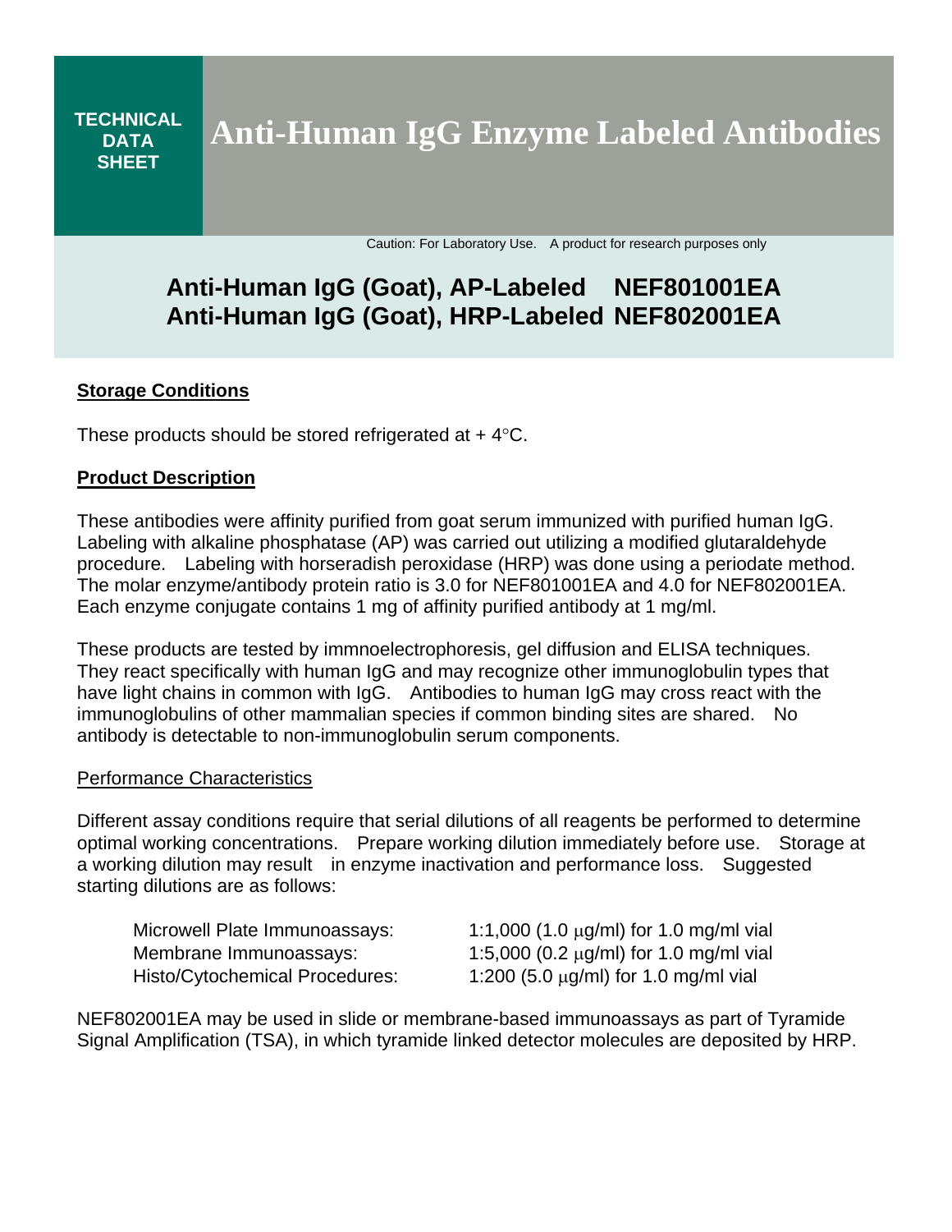**TECHNICAL DATA SHEET**

# Anti-Human IgG Enzyme Labeled Antibodies

Caution: For Laboratory Use. A product for research purposes only

## Anti-Human IgG (Goat), AP-Labeled NEF801001EA
## Anti-Human IgG (Goat), HRP-Labeled NEF802001EA

### Storage Conditions

These products should be stored refrigerated at + 4°C.

### Product Description

These antibodies were affinity purified from goat serum immunized with purified human IgG. Labeling with alkaline phosphatase (AP) was carried out utilizing a modified glutaraldehyde procedure. Labeling with horseradish peroxidase (HRP) was done using a periodate method. The molar enzyme/antibody protein ratio is 3.0 for NEF801001EA and 4.0 for NEF802001EA. Each enzyme conjugate contains 1 mg of affinity purified antibody at 1 mg/ml.

These products are tested by immnoelectrophoresis, gel diffusion and ELISA techniques. They react specifically with human IgG and may recognize other immunoglobulin types that have light chains in common with IgG. Antibodies to human IgG may cross react with the immunoglobulins of other mammalian species if common binding sites are shared. No antibody is detectable to non-immunoglobulin serum components.

Performance Characteristics

Different assay conditions require that serial dilutions of all reagents be performed to determine optimal working concentrations. Prepare working dilution immediately before use. Storage at a working dilution may result in enzyme inactivation and performance loss. Suggested starting dilutions are as follows:

| | |
|---|---|
| Microwell Plate Immunoassays: | 1:1,000 (1.0 μg/ml) for 1.0 mg/ml vial |
| Membrane Immunoassays: | 1:5,000 (0.2 μg/ml) for 1.0 mg/ml vial |
| Histo/Cytochemical Procedures: | 1:200 (5.0 μg/ml) for 1.0 mg/ml vial |

NEF802001EA may be used in slide or membrane-based immunoassays as part of Tyramide Signal Amplification (TSA), in which tyramide linked detector molecules are deposited by HRP.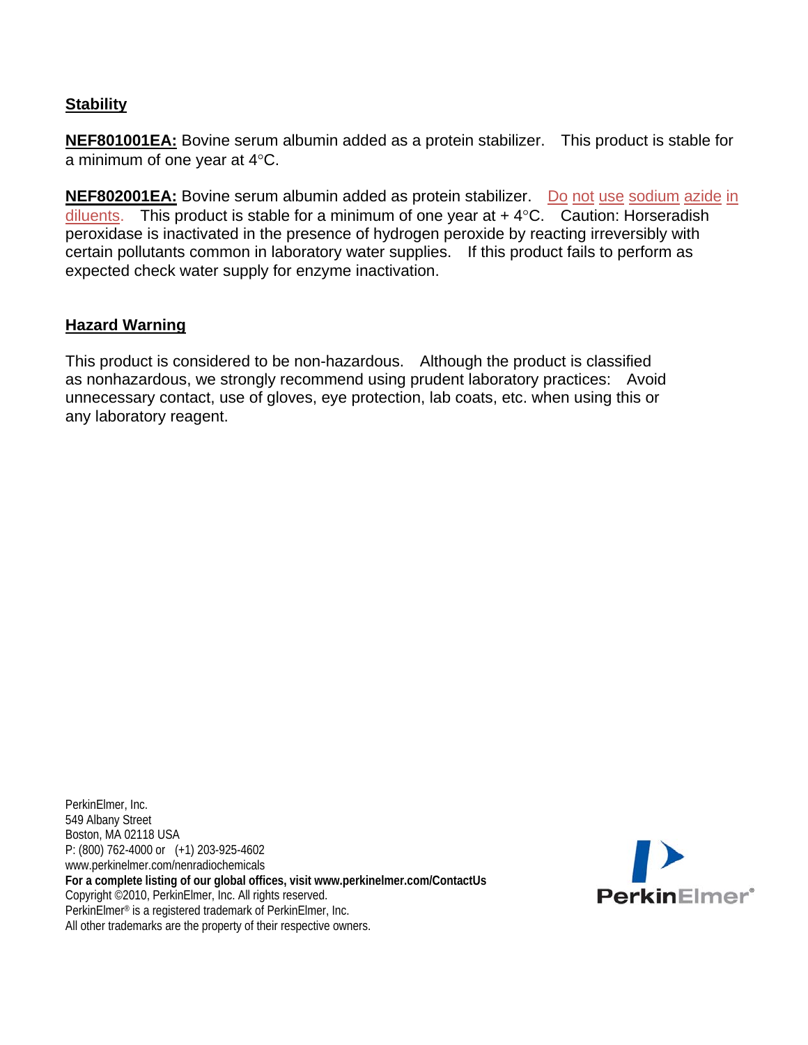## Stability

**NEF801001EA:** Bovine serum albumin added as a protein stabilizer. This product is stable for a minimum of one year at 4°C.

**NEF802001EA:** Bovine serum albumin added as protein stabilizer. Do not use sodium azide in diluents. This product is stable for a minimum of one year at + 4°C. Caution: Horseradish peroxidase is inactivated in the presence of hydrogen peroxide by reacting irreversibly with certain pollutants common in laboratory water supplies. If this product fails to perform as expected check water supply for enzyme inactivation.

## Hazard Warning

This product is considered to be non-hazardous. Although the product is classified as nonhazardous, we strongly recommend using prudent laboratory practices: Avoid unnecessary contact, use of gloves, eye protection, lab coats, etc. when using this or any laboratory reagent.

PerkinElmer, Inc.
549 Albany Street
Boston, MA 02118 USA
P: (800) 762-4000 or (+1) 203-925-4602
www.perkinelmer.com/nenradiochemicals
**For a complete listing of our global offices, visit www.perkinelmer.com/ContactUs**
Copyright ©2010, PerkinElmer, Inc. All rights reserved.
PerkinElmer® is a registered trademark of PerkinElmer, Inc.
All other trademarks are the property of their respective owners.

PerkinElmer®